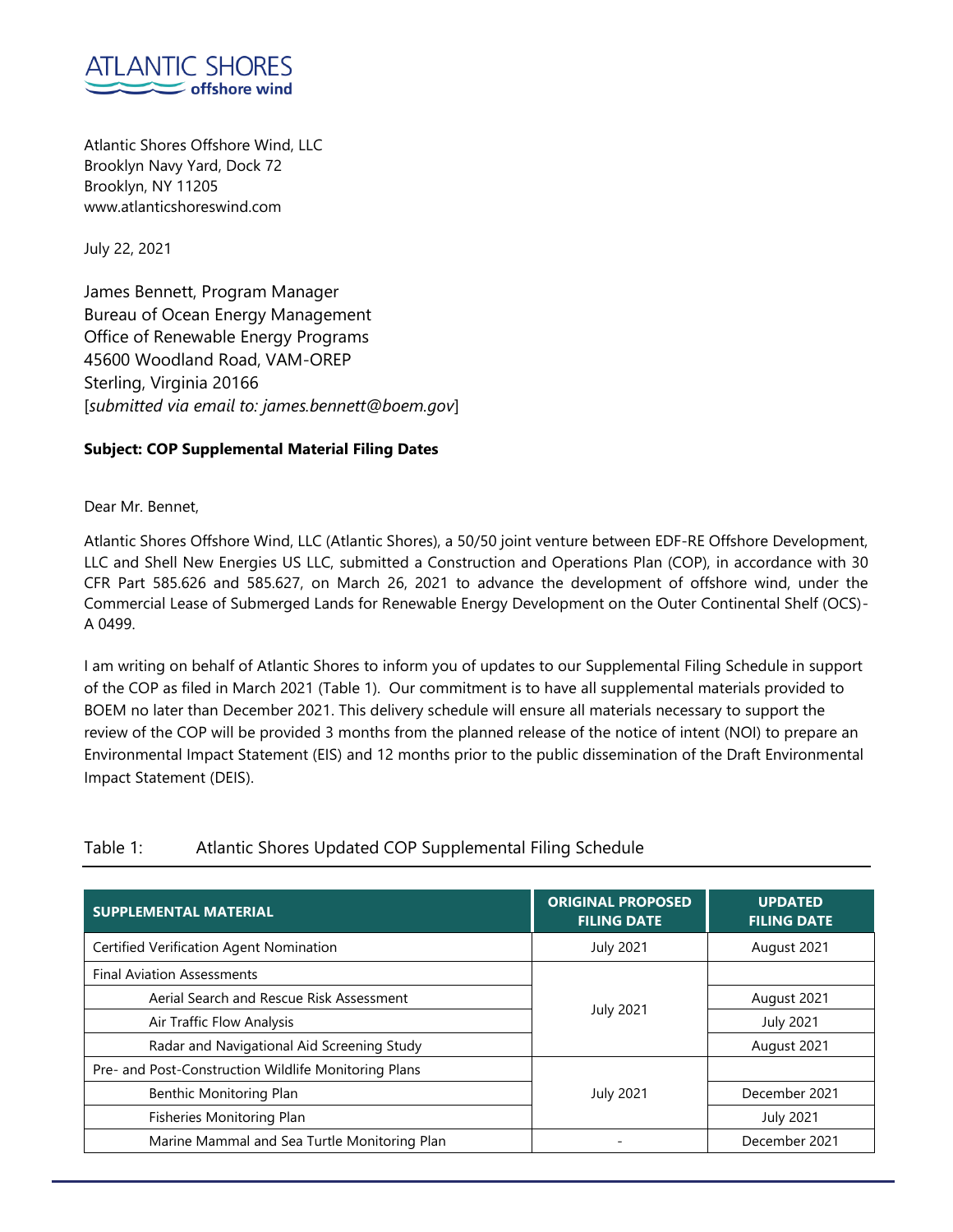ATLANTIC SHORES offshore wind

Atlantic Shores Offshore Wind, LLC
Brooklyn Navy Yard, Dock 72
Brooklyn, NY 11205
www.atlanticshoreswind.com

July 22, 2021

James Bennett, Program Manager
Bureau of Ocean Energy Management
Office of Renewable Energy Programs
45600 Woodland Road, VAM-OREP
Sterling, Virginia 20166
[*submitted via email to: james.bennett@boem.gov*]

**Subject: COP Supplemental Material Filing Dates**

Dear Mr. Bennet,

Atlantic Shores Offshore Wind, LLC (Atlantic Shores), a 50/50 joint venture between EDF-RE Offshore Development, LLC and Shell New Energies US LLC, submitted a Construction and Operations Plan (COP), in accordance with 30 CFR Part 585.626 and 585.627, on March 26, 2021 to advance the development of offshore wind, under the Commercial Lease of Submerged Lands for Renewable Energy Development on the Outer Continental Shelf (OCS)-A 0499.

I am writing on behalf of Atlantic Shores to inform you of updates to our Supplemental Filing Schedule in support of the COP as filed in March 2021 (Table 1). Our commitment is to have all supplemental materials provided to BOEM no later than December 2021. This delivery schedule will ensure all materials necessary to support the review of the COP will be provided 3 months from the planned release of the notice of intent (NOI) to prepare an Environmental Impact Statement (EIS) and 12 months prior to the public dissemination of the Draft Environmental Impact Statement (DEIS).

Table 1: Atlantic Shores Updated COP Supplemental Filing Schedule

| SUPPLEMENTAL MATERIAL | ORIGINAL PROPOSED FILING DATE | UPDATED FILING DATE |
|---|---|---|
| Certified Verification Agent Nomination | July 2021 | August 2021 |
| Final Aviation Assessments | July 2021 | |
| Aerial Search and Rescue Risk Assessment | | August 2021 |
| Air Traffic Flow Analysis | | July 2021 |
| Radar and Navigational Aid Screening Study | | August 2021 |
| Pre- and Post-Construction Wildlife Monitoring Plans | July 2021 | |
| Benthic Monitoring Plan | | December 2021 |
| Fisheries Monitoring Plan | | July 2021 |
| Marine Mammal and Sea Turtle Monitoring Plan | - | December 2021 |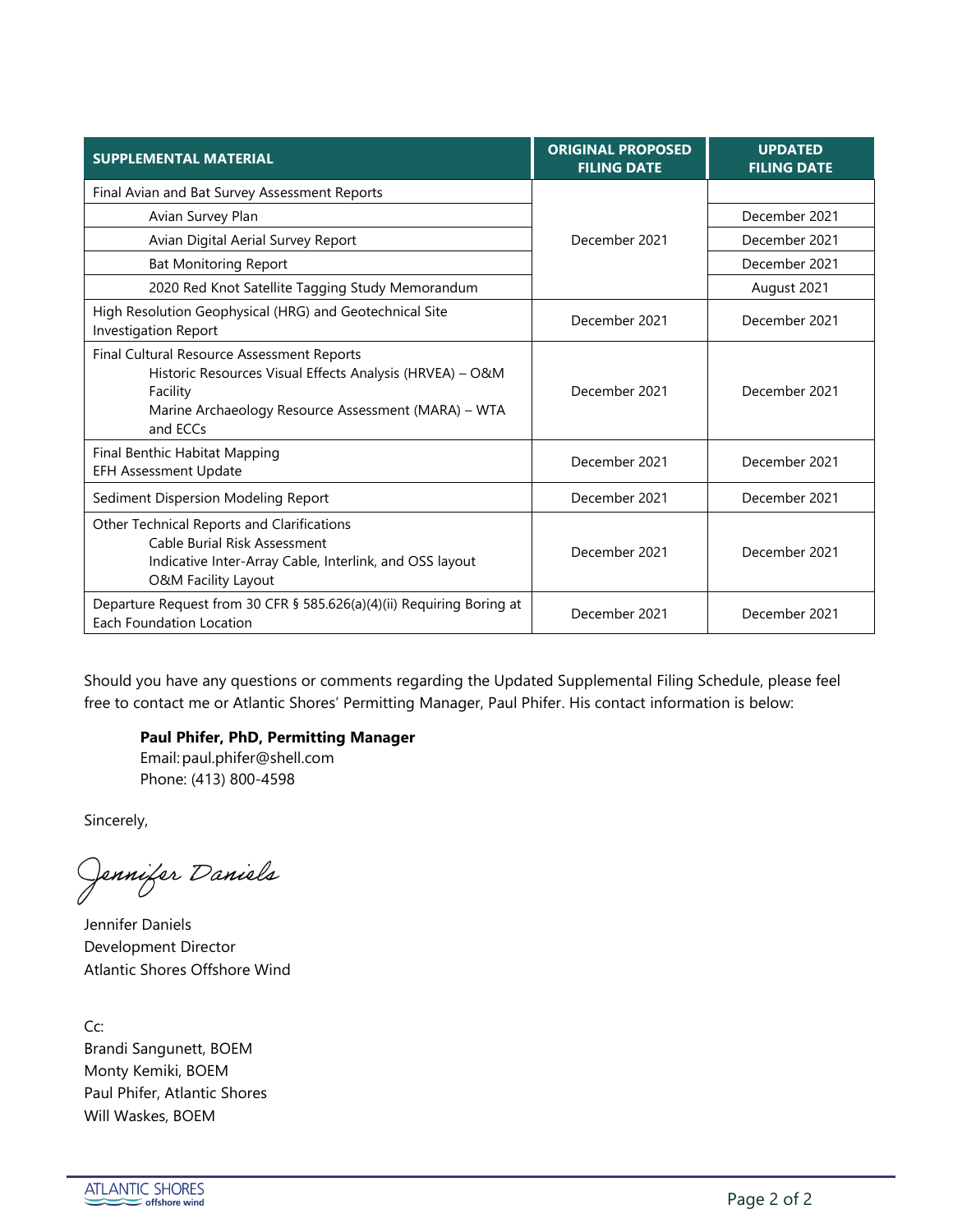| SUPPLEMENTAL MATERIAL | ORIGINAL PROPOSED FILING DATE | UPDATED FILING DATE |
|---|---|---|
| Final Avian and Bat Survey Assessment Reports | December 2021 | |
| Avian Survey Plan | | December 2021 |
| Avian Digital Aerial Survey Report | | December 2021 |
| Bat Monitoring Report | | December 2021 |
| 2020 Red Knot Satellite Tagging Study Memorandum | | August 2021 |
| High Resolution Geophysical (HRG) and Geotechnical Site Investigation Report | December 2021 | December 2021 |
| Final Cultural Resource Assessment Reports<br>Historic Resources Visual Effects Analysis (HRVEA) – O&M Facility<br>Marine Archaeology Resource Assessment (MARA) – WTA and ECCs | December 2021 | December 2021 |
| Final Benthic Habitat Mapping<br>EFH Assessment Update | December 2021 | December 2021 |
| Sediment Dispersion Modeling Report | December 2021 | December 2021 |
| Other Technical Reports and Clarifications<br>Cable Burial Risk Assessment<br>Indicative Inter-Array Cable, Interlink, and OSS layout<br>O&M Facility Layout | December 2021 | December 2021 |
| Departure Request from 30 CFR § 585.626(a)(4)(ii) Requiring Boring at Each Foundation Location | December 2021 | December 2021 |

Should you have any questions or comments regarding the Updated Supplemental Filing Schedule, please feel free to contact me or Atlantic Shores' Permitting Manager, Paul Phifer. His contact information is below:

**Paul Phifer, PhD, Permitting Manager**
Email: paul.phifer@shell.com
Phone: (413) 800-4598

Sincerely,

Jennifer Daniels

Jennifer Daniels
Development Director
Atlantic Shores Offshore Wind

Cc:
Brandi Sangunett, BOEM
Monty Kemiki, BOEM
Paul Phifer, Atlantic Shores
Will Waskes, BOEM